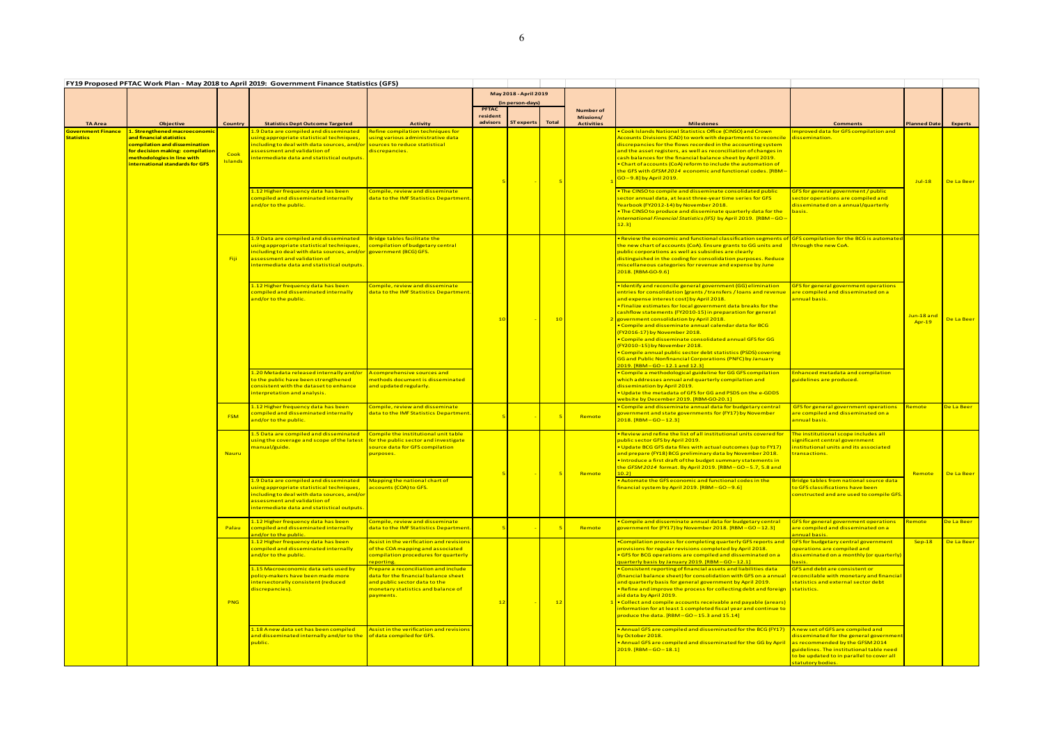**FY19 Proposed PFTAC Work Plan - May 2018 to April 2019: Government Finance Statistics (GFS)**

| TA Area | Objective | Country | Statistics Dept Outcome Targeted | Activity | May 2018 - April 2019 (in person-days) PFTAC resident advisors | ST experts | Total | Number of Missions/ Activities | Milestones | Comments | Planned Date | Experts |
|---|---|---|---|---|---|---|---|---|---|---|---|---|
| Government Finance Statistics | 1. Strengthened macroeconomic and financial statistics compilation and dissemination for decision making: compilation methodologies in line with international standards for GFS | Cook Islands | 1.9 Data are compiled and disseminated using appropriate statistical techniques, including to deal with data sources, and/or assessment and validation of intermediate data and statistical outputs. | Refine compilation techniques for using various administrative data sources to reduce statistical discrepancies. | 5 | - | 5 | 1 | • Cook Islands National Statistics Office (CINSO) and Crown Accounts Divisions (CAD) to work with departments to reconcile discrepancies for the flows recorded in the accounting system and the asset registers, as well as reconciliation of changes in cash balances for the financial balance sheet by April 2019. • Chart of accounts (CoA) reform to include the automation of the GFS with *GFSM 2014* economic and functional codes. [RBM – GO – 9.8] by April 2019. | Improved data for GFS compilation and dissemination. | Jul-18 | De La Beer |
| | | | 1.12 Higher frequency data has been compiled and disseminated internally and/or to the public. | Compile, review and disseminate data to the IMF Statistics Department. | | | | | • The CINSO to compile and disseminate consolidated public sector annual data, at least three-year time series for GFS Yearbook (FY2012-14) by November 2018. • The CINSO to produce and disseminate quarterly data for the *International Financial Statistics (IFS)* by April 2019. [RBM – GO – 12.3] | GFS for general government / public sector operations are compiled and disseminated on a annual/quarterly basis. | | |
| | | Fiji | 1.9 Data are compiled and disseminated using appropriate statistical techniques, including to deal with data sources, and/or assessment and validation of intermediate data and statistical outputs. | Bridge tables facilitate the compilation of budgetary central government (BCG) GFS. | 10 | - | 10 | 2 | • Review the economic and functional classification segments of the new chart of accounts (CoA). Ensure grants to GG units and public corporations as well as subsidies are clearly distinguished in the coding for consolidation purposes. Reduce miscellaneous categories for revenue and expense by June 2018. [RBM-GO-9.6] | GFS compilation for the BCG is automated through the new CoA. | Jun-18 and Apr-19 | De La Beer |
| | | | 1.12 Higher frequency data has been compiled and disseminated internally and/or to the public. | Compile, review and disseminate data to the IMF Statistics Department. | | | | | • Identify and reconcile general government (GG) elimination entries for consolidation [grants / transfers / loans and revenue and expense interest cost] by April 2018. • Finalize estimates for local government data breaks for the cashflow statements (FY2010-15) in preparation for general government consolidation by April 2018. • Compile and disseminate annual calendar data for BCG (FY2016-17) by November 2018. • Compile and disseminate consolidated annual GFS for GG (FY2010–15) by November 2018. • Compile annual public sector debt statistics (PSDS) covering GG and Public Nonfinancial Corporations (PNFC) by January 2019. [RBM – GO – 12.1 and 12.3] | GFS for general government operations are compiled and disseminated on a annual basis. | | |
| | | | 1.20 Metadata released internally and/or to the public have been strengthened consistent with the dataset to enhance interpretation and analysis. | A comprehensive sources and methods document is disseminated and updated regularly. | | | | | • Compile a methodological guideline for GG GFS compilation which addresses annual and quarterly compilation and dissemination by April 2019. • Update the metadata of GFS for GG and PSDS on the e-GDDS website by December 2019. [RBM-GO-20.1] | Enhanced metadata and compilation guidelines are produced. | | |
| | | FSM | 1.12 Higher frequency data has been compiled and disseminated internally and/or to the public. | Compile, review and disseminate data to the IMF Statistics Department. | 5 | - | 5 | Remote | • Compile and disseminate annual data for budgetary central government and state governments for (FY17) by November 2018. [RBM – GO – 12.3] | GFS for general government operations are compiled and disseminated on a annual basis. | Remote | De La Beer |
| | | Nauru | 1.5 Data are compiled and disseminated using the coverage and scope of the latest manual/guide. | Compile the institutional unit table for the public sector and investigate source data for GFS compilation purposes. | 5 | - | 5 | Remote | • Review and refine the list of all institutional units covered for public sector GFS by April 2019. • Update BCG GFS data files with actual outcomes (up to FY17) and prepare (FY18) BCG preliminary data by November 2018. • Introduce a first draft of the budget summary statements in the *GFSM 2014* format. By April 2019. [RBM – GO – 5.7, 5.8 and 10.2] | The institutional scope includes all significant central government institutional units and its associated transactions. | Remote | De La Beer |
| | | | 1.9 Data are compiled and disseminated using appropriate statistical techniques, including to deal with data sources, and/or assessment and validation of intermediate data and statistical outputs. | Mapping the national chart of accounts (COA) to GFS. | | | | | • Automate the GFS economic and functional codes in the financial system by April 2019. [RBM – GO – 9.6] | Bridge tables from national source data to GFS classifications have been constructed and are used to compile GFS. | | |
| | | Palau | 1.12 Higher frequency data has been compiled and disseminated internally and/or to the public. | Compile, review and disseminate data to the IMF Statistics Department. | 5 | - | 5 | Remote | • Compile and disseminate annual data for budgetary central government for (FY17) by November 2018. [RBM – GO – 12.3] | GFS for general government operations are compiled and disseminated on a annual basis. | Remote | De La Beer |
| | | PNG | 1.12 Higher frequency data has been compiled and disseminated internally and/or to the public. | Assist in the verification and revisions of the COA mapping and associated compilation procedures for quarterly reporting. | 12 | - | 12 | 1 | •Compilation process for completing quarterly GFS reports and provisions for regular revisions completed by April 2018. • GFS for BCG operations are compiled and disseminated on a quarterly basis by January 2019. [RBM – GO – 12.1] | GFS for budgetary central government operations are compiled and disseminated on a monthly (or quarterly) basis. | Sep-18 | De La Beer |
| | | | 1.15 Macroeconomic data sets used by policy-makers have been made more intersectorally consistent (reduced discrepancies). | Prepare a reconciliation and include data for the financial balance sheet and public sector data to the monetary statistics and balance of payments. | | | | | • Consistent reporting of financial assets and liabilities data (financial balance sheet) for consolidation with GFS on a annual and quarterly basis for general government by April 2019. • Refine and improve the process for collecting debt and foreign aid data by April 2019. • Collect and compile accounts receivable and payable (arears) information for at least 1 completed fiscal year and continue to produce the data. [RBM – GO – 15.3 and 15.14] | GFS and debt are consistent or reconcilable with monetary and financial statistics and external sector debt statistics. | | |
| | | | 1.18 A new data set has been compiled and disseminated internally and/or to the public. | Assist in the verification and revisions of data compiled for GFS. | | | | | • Annual GFS are compiled and disseminated for the BCG (FY17) by October 2018. • Annual GFS are compiled and disseminated for the GG by April 2019. [RBM – GO – 18.1] | A new set of GFS are compiled and disseminated for the general government as recommended by the GFSM 2014 guidelines. The institutional table need to be updated to in parallel to cover all statutory bodies. | | |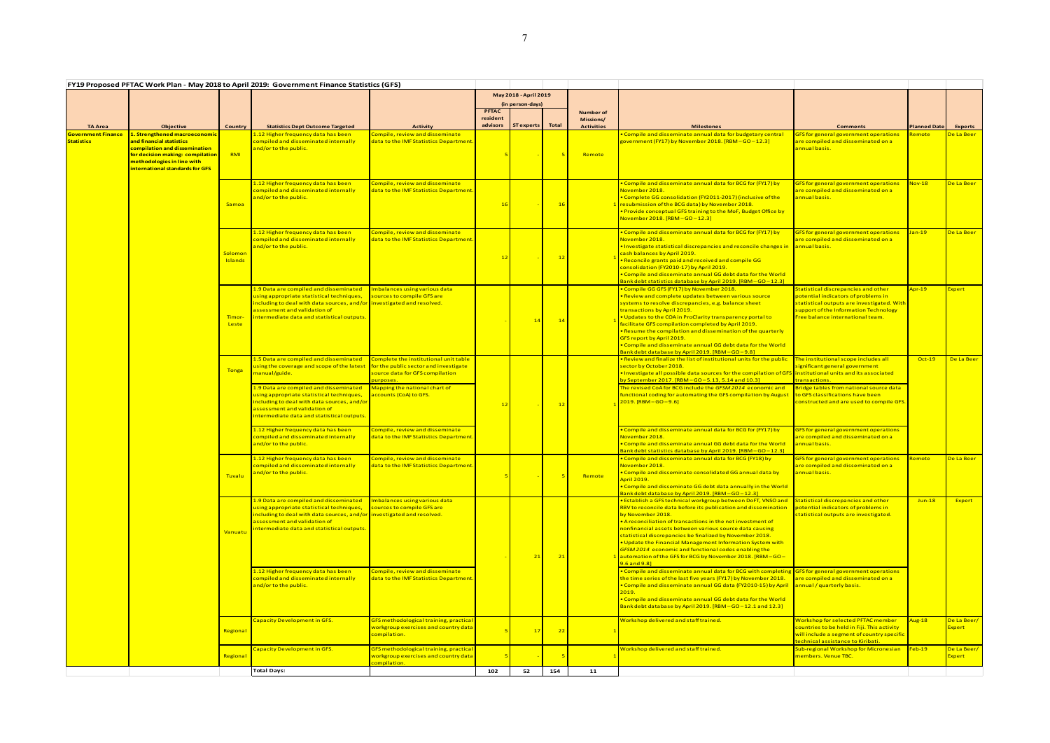**FY19 Proposed PFTAC Work Plan - May 2018 to April 2019: Government Finance Statistics (GFS)**

| TA Area | Objective | Country | Statistics Dept Outcome Targeted | Activity | May 2018 - April 2019 (in person-days) PFTAC resident advisors | ST experts | Total | Number of Missions/ Activities | Milestones | Comments | Planned Date | Experts |
|---|---|---|---|---|---|---|---|---|---|---|---|---|
| Government Finance Statistics | 1. Strengthened macroeconomic and financial statistics compilation and dissemination for decision making: compilation methodologies in line with international standards for GFS | RMI | 1.12 Higher frequency data has been compiled and disseminated internally and/or to the public. | Compile, review and disseminate data to the IMF Statistics Department. | 5 | - | 5 | Remote | • Compile and disseminate annual data for budgetary central government (FY17) by November 2018. [RBM – GO – 12.3] | GFS for general government operations are compiled and disseminated on a annual basis. | Remote | De La Beer |
| | | Samoa | 1.12 Higher frequency data has been compiled and disseminated internally and/or to the public. | Compile, review and disseminate data to the IMF Statistics Department. | 16 | - | 16 | 1 | • Compile and disseminate annual data for BCG for (FY17) by November 2018. • Complete GG consolidation (FY2011-2017) (inclusive of the resubmission of the BCG data) by November 2018. • Provide conceptual GFS training to the MoF, Budget Office by November 2018. [RBM – GO – 12.3] | GFS for general government operations are compiled and disseminated on a annual basis. | Nov-18 | De La Beer |
| | | Solomon Islands | 1.12 Higher frequency data has been compiled and disseminated internally and/or to the public. | Compile, review and disseminate data to the IMF Statistics Department. | 12 | - | 12 | 1 | • Compile and disseminate annual data for BCG for (FY17) by November 2018. • Investigate statistical discrepancies and reconcile changes in cash balances by April 2019. • Reconcile grants paid and received and compile GG consolidation (FY2010-17) by April 2019. • Compile and disseminate annual GG debt data for the World Bank debt statistics database by April 2019. [RBM – GO – 12.3] | GFS for general government operations are compiled and disseminated on a annual basis. | Jan-19 | De La Beer |
| | | Timor-Leste | 1.9 Data are compiled and disseminated using appropriate statistical techniques, including to deal with data sources, and/or assessment and validation of intermediate data and statistical outputs. | Imbalances using various data sources to compile GFS are investigated and resolved. | - | 14 | 14 | 1 | • Compile GG GFS (FY17) by November 2018. • Review and complete updates between various source systems to resolve discrepancies, e.g. balance sheet transactions by April 2019. • Updates to the COA in ProClarity transparency portal to facilitate GFS compilation completed by April 2019. • Resume the compilation and dissemination of the quarterly GFS report by April 2019. • Compile and disseminate annual GG debt data for the World Bank debt database by April 2019. [RBM – GO – 9.8] | Statistical discrepancies and other potential indicators of problems in statistical outputs are investigated. With support of the Information Technology Free balance international team. | Apr-19 | Expert |
| | | Tonga | 1.5 Data are compiled and disseminated using the coverage and scope of the latest manual/guide. | Complete the institutional unit table for the public sector and investigate source data for GFS compilation purposes. | 12 | - | 12 | 1 | • Review and finalize the list of institutional units for the public sector by October 2018. • Investigate all possible data sources for the compilation of GFS by September 2017. [RBM – GO – 5.13, 5.14 and 10.3] | The institutional scope includes all significant general government institutional units and its associated transactions. | Oct-19 | De La Beer |
| | | | 1.9 Data are compiled and disseminated using appropriate statistical techniques, including to deal with data sources, and/or assessment and validation of intermediate data and statistical outputs. | Mapping the national chart of accounts (CoA) to GFS. | | | | | The revised CoA for BCG include the *GFSM 2014* economic and functional coding for automating the GFS compilation by August 2019. [RBM – GO – 9.6] | Bridge tables from national source data to GFS classifications have been constructed and are used to compile GFS. | | |
| | | | 1.12 Higher frequency data has been compiled and disseminated internally and/or to the public. | Compile, review and disseminate data to the IMF Statistics Department. | | | | | • Compile and disseminate annual data for BCG for (FY17) by November 2018. • Compile and disseminate annual GG debt data for the World Bank debt statistics database by April 2019. [RBM – GO – 12.3] | GFS for general government operations are compiled and disseminated on a annual basis. | | |
| | | Tuvalu | 1.12 Higher frequency data has been compiled and disseminated internally and/or to the public. | Compile, review and disseminate data to the IMF Statistics Department. | 5 | - | 5 | Remote | • Compile and disseminate annual data for BCG (FY18) by November 2018. • Compile and disseminate consolidated GG annual data by April 2019. • Compile and disseminate GG debt data annually in the World Bank debt database by April 2019. [RBM – GO – 12.3] | GFS for general government operations are compiled and disseminated on a annual basis. | Remote | De La Beer |
| | | Vanuatu | 1.9 Data are compiled and disseminated using appropriate statistical techniques, including to deal with data sources, and/or assessment and validation of intermediate data and statistical outputs. | Imbalances using various data sources to compile GFS are investigated and resolved. | - | 21 | 21 | 1 | • Establish a GFS technical workgroup between DoFT, VNSO and RBV to reconcile data before its publication and dissemination by November 2018. • A reconciliation of transactions in the net investment of nonfinancial assets between various source data causing statistical discrepancies be finalized by November 2018. • Update the Financial Management Information System with *GFSM 2014* economic and functional codes enabling the automation of the GFS for BCG by November 2018. [RBM – GO – 9.6 and 9.8] | Statistical discrepancies and other potential indicators of problems in statistical outputs are investigated. | Jun-18 | Expert |
| | | | 1.12 Higher frequency data has been compiled and disseminated internally and/or to the public. | Compile, review and disseminate data to the IMF Statistics Department. | | | | | • Compile and disseminate annual data for BCG with completing the time series of the last five years (FY17) by November 2018. • Compile and disseminate annual GG data (FY2010-15) by April 2019. • Compile and disseminate annual GG debt data for the World Bank debt database by April 2019. [RBM – GO – 12.1 and 12.3] | GFS for general government operations are compiled and disseminated on a annual / quarterly basis. | | |
| | | Regional | Capacity Development in GFS. | GFS methodological training, practical workgroup exercises and country data compilation. | 5 | 17 | 22 | 1 | Workshop delivered and staff trained. | Workshop for selected PFTAC member countries to be held in Fiji. This activity will include a segment of country specific technical assistance to Kiribati. | Aug-18 | De La Beer/ Expert |
| | | Regional | Capacity Development in GFS. | GFS methodological training, practical workgroup exercises and country data compilation. | 5 | - | 5 | 1 | Workshop delivered and staff trained. | Sub-regional Workshop for Micronesian members. Venue TBC. | Feb-19 | De La Beer/ Expert |
| | | | **Total Days:** | | **102** | **52** | **154** | **11** | | | | |